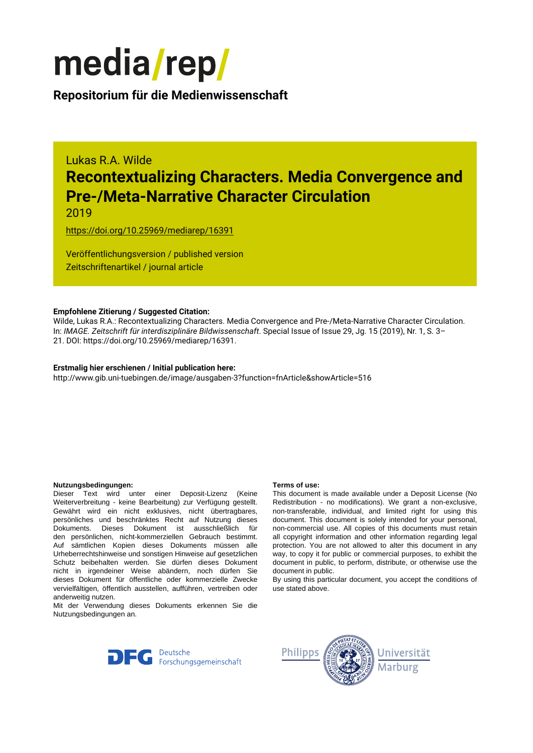media/rep/

**Repositorium für die Medienwissenschaft**

Lukas R.A. Wilde

# Recontextualizing Characters. Media Convergence and Pre-/Meta-Narrative Character Circulation

2019

https://doi.org/10.25969/mediarep/16391

Veröffentlichungsversion / published version
Zeitschriftenartikel / journal article

**Empfohlene Zitierung / Suggested Citation:**
Wilde, Lukas R.A.: Recontextualizing Characters. Media Convergence and Pre-/Meta-Narrative Character Circulation. In: *IMAGE. Zeitschrift für interdisziplinäre Bildwissenschaft*. Special Issue of Issue 29, Jg. 15 (2019), Nr. 1, S. 3–21. DOI: https://doi.org/10.25969/mediarep/16391.

**Erstmalig hier erschienen / Initial publication here:**
http://www.gib.uni-tuebingen.de/image/ausgaben-3?function=fnArticle&showArticle=516

**Nutzungsbedingungen:**
Dieser Text wird unter einer Deposit-Lizenz (Keine Weiterverbreitung - keine Bearbeitung) zur Verfügung gestellt. Gewährt wird ein nicht exklusives, nicht übertragbares, persönliches und beschränktes Recht auf Nutzung dieses Dokuments. Dieses Dokument ist ausschließlich für den persönlichen, nicht-kommerziellen Gebrauch bestimmt. Auf sämtlichen Kopien dieses Dokuments müssen alle Urheberrechtshinweise und sonstigen Hinweise auf gesetzlichen Schutz beibehalten werden. Sie dürfen dieses Dokument nicht in irgendeiner Weise abändern, noch dürfen Sie dieses Dokument für öffentliche oder kommerzielle Zwecke vervielfältigen, öffentlich ausstellen, aufführen, vertreiben oder anderweitig nutzen.
Mit der Verwendung dieses Dokuments erkennen Sie die Nutzungsbedingungen an.

**Terms of use:**
This document is made available under a Deposit License (No Redistribution - no modifications). We grant a non-exclusive, non-transferable, individual, and limited right for using this document. This document is solely intended for your personal, non-commercial use. All copies of this documents must retain all copyright information and other information regarding legal protection. You are not allowed to alter this document in any way, to copy it for public or commercial purposes, to exhibit the document in public, to perform, distribute, or otherwise use the document in public.
By using this particular document, you accept the conditions of use stated above.

Deutsche Forschungsgemeinschaft

Philipps Universität Marburg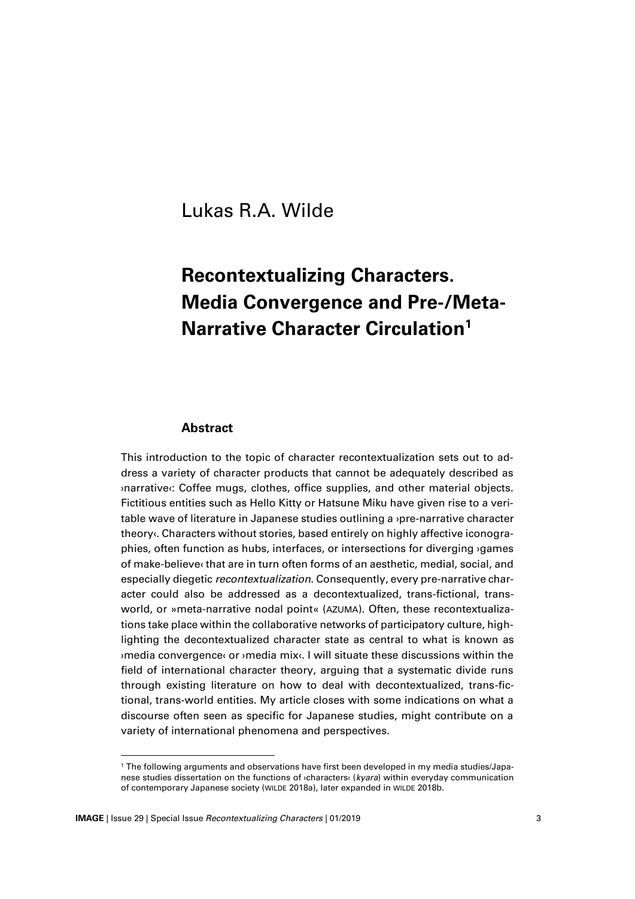Lukas R.A. Wilde

# Recontextualizing Characters. Media Convergence and Pre-/Meta-Narrative Character Circulation[1]

## Abstract

This introduction to the topic of character recontextualization sets out to address a variety of character products that cannot be adequately described as ›narrative‹: Coffee mugs, clothes, office supplies, and other material objects. Fictitious entities such as Hello Kitty or Hatsune Miku have given rise to a veritable wave of literature in Japanese studies outlining a ›pre-narrative character theory‹. Characters without stories, based entirely on highly affective iconographies, often function as hubs, interfaces, or intersections for diverging ›games of make-believe‹ that are in turn often forms of an aesthetic, medial, social, and especially diegetic *recontextualization*. Consequently, every pre-narrative character could also be addressed as a decontextualized, trans-fictional, trans-world, or »meta-narrative nodal point« (AZUMA). Often, these recontextualizations take place within the collaborative networks of participatory culture, highlighting the decontextualized character state as central to what is known as ›media convergence‹ or ›media mix‹. I will situate these discussions within the field of international character theory, arguing that a systematic divide runs through existing literature on how to deal with decontextualized, trans-fictional, trans-world entities. My article closes with some indications on what a discourse often seen as specific for Japanese studies, might contribute on a variety of international phenomena and perspectives.

---

[1] The following arguments and observations have first been developed in my media studies/Japanese studies dissertation on the functions of ›characters‹ (*kyara*) within everyday communication of contemporary Japanese society (WILDE 2018a), later expanded in WILDE 2018b.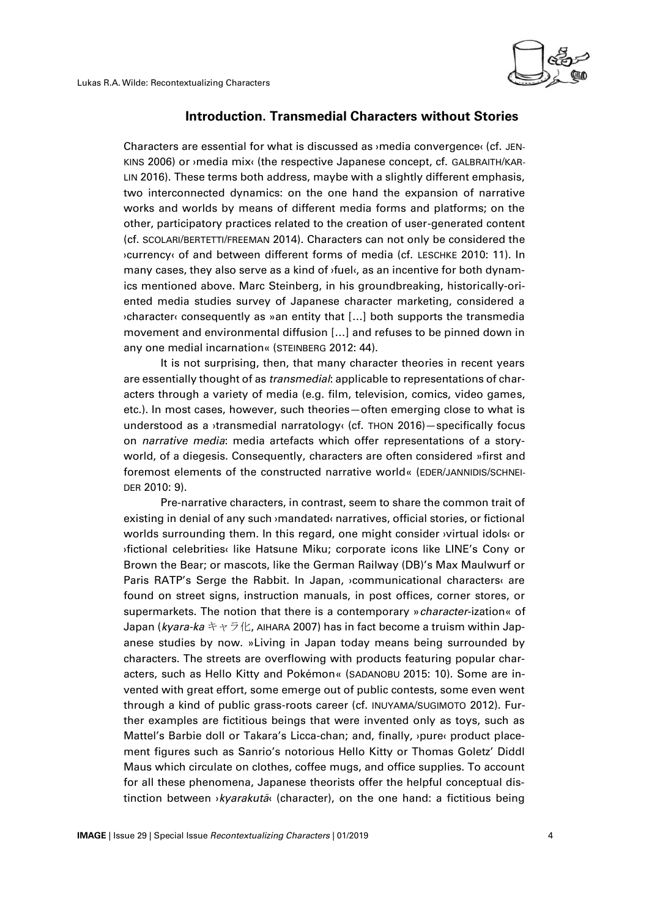## Introduction. Transmedial Characters without Stories

Characters are essential for what is discussed as ›media convergence‹ (cf. JENKINS 2006) or ›media mix‹ (the respective Japanese concept, cf. GALBRAITH/KARLIN 2016). These terms both address, maybe with a slightly different emphasis, two interconnected dynamics: on the one hand the expansion of narrative works and worlds by means of different media forms and platforms; on the other, participatory practices related to the creation of user-generated content (cf. SCOLARI/BERTETTI/FREEMAN 2014). Characters can not only be considered the ›currency‹ of and between different forms of media (cf. LESCHKE 2010: 11). In many cases, they also serve as a kind of ›fuel‹, as an incentive for both dynamics mentioned above. Marc Steinberg, in his groundbreaking, historically-oriented media studies survey of Japanese character marketing, considered a ›character‹ consequently as »an entity that [...] both supports the transmedia movement and environmental diffusion [...] and refuses to be pinned down in any one medial incarnation« (STEINBERG 2012: 44).

It is not surprising, then, that many character theories in recent years are essentially thought of as *transmedial*: applicable to representations of characters through a variety of media (e.g. film, television, comics, video games, etc.). In most cases, however, such theories—often emerging close to what is understood as a ›transmedial narratology‹ (cf. THON 2016)—specifically focus on *narrative media*: media artefacts which offer representations of a storyworld, of a diegesis. Consequently, characters are often considered »first and foremost elements of the constructed narrative world« (EDER/JANNIDIS/SCHNEIDER 2010: 9).

Pre-narrative characters, in contrast, seem to share the common trait of existing in denial of any such ›mandated‹ narratives, official stories, or fictional worlds surrounding them. In this regard, one might consider ›virtual idols‹ or ›fictional celebrities‹ like Hatsune Miku; corporate icons like LINE's Cony or Brown the Bear; or mascots, like the German Railway (DB)'s Max Maulwurf or Paris RATP's Serge the Rabbit. In Japan, ›communicational characters‹ are found on street signs, instruction manuals, in post offices, corner stores, or supermarkets. The notion that there is a contemporary »*character*-ization« of Japan (*kyara-ka* キャラ化, AIHARA 2007) has in fact become a truism within Japanese studies by now. »Living in Japan today means being surrounded by characters. The streets are overflowing with products featuring popular characters, such as Hello Kitty and Pokémon« (SADANOBU 2015: 10). Some are invented with great effort, some emerge out of public contests, some even went through a kind of public grass-roots career (cf. INUYAMA/SUGIMOTO 2012). Further examples are fictitious beings that were invented only as toys, such as Mattel's Barbie doll or Takara's Licca-chan; and, finally, ›pure‹ product placement figures such as Sanrio's notorious Hello Kitty or Thomas Goletz' Diddl Maus which circulate on clothes, coffee mugs, and office supplies. To account for all these phenomena, Japanese theorists offer the helpful conceptual distinction between ›*kyarakutā*‹ (character), on the one hand: a fictitious being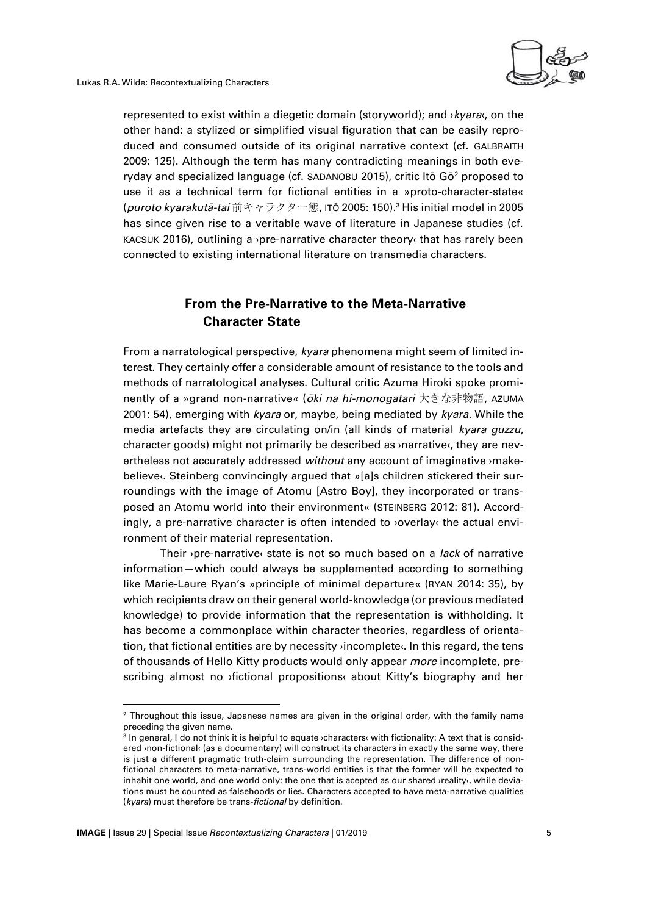represented to exist within a diegetic domain (storyworld); and ›*kyara*‹, on the other hand: a stylized or simplified visual figuration that can be easily reproduced and consumed outside of its original narrative context (cf. GALBRAITH 2009: 125). Although the term has many contradicting meanings in both everyday and specialized language (cf. SADANOBU 2015), critic Itō Gō[2] proposed to use it as a technical term for fictional entities in a »proto-character-state« (*puroto kyarakutā-tai* 前キャラクター態, ITŌ 2005: 150).[3] His initial model in 2005 has since given rise to a veritable wave of literature in Japanese studies (cf. KACSUK 2016), outlining a ›pre-narrative character theory‹ that has rarely been connected to existing international literature on transmedia characters.

## From the Pre-Narrative to the Meta-Narrative Character State

From a narratological perspective, *kyara* phenomena might seem of limited interest. They certainly offer a considerable amount of resistance to the tools and methods of narratological analyses. Cultural critic Azuma Hiroki spoke prominently of a »grand non-narrative« (*ōki na hi-monogatari* 大きな非物語, AZUMA 2001: 54), emerging with *kyara* or, maybe, being mediated by *kyara*. While the media artefacts they are circulating on/in (all kinds of material *kyara guzzu*, character goods) might not primarily be described as ›narrative‹, they are nevertheless not accurately addressed *without* any account of imaginative ›make-believe‹. Steinberg convincingly argued that »[a]s children stickered their surroundings with the image of Atomu [Astro Boy], they incorporated or transposed an Atomu world into their environment« (STEINBERG 2012: 81). Accordingly, a pre-narrative character is often intended to ›overlay‹ the actual environment of their material representation.

Their ›pre-narrative‹ state is not so much based on a *lack* of narrative information—which could always be supplemented according to something like Marie-Laure Ryan's »principle of minimal departure« (RYAN 2014: 35), by which recipients draw on their general world-knowledge (or previous mediated knowledge) to provide information that the representation is withholding. It has become a commonplace within character theories, regardless of orientation, that fictional entities are by necessity ›incomplete‹. In this regard, the tens of thousands of Hello Kitty products would only appear *more* incomplete, prescribing almost no ›fictional propositions‹ about Kitty's biography and her

---

[2] Throughout this issue, Japanese names are given in the original order, with the family name preceding the given name.

[3] In general, I do not think it is helpful to equate ›characters‹ with fictionality: A text that is considered ›non-fictional‹ (as a documentary) will construct its characters in exactly the same way, there is just a different pragmatic truth-claim surrounding the representation. The difference of non-fictional characters to meta-narrative, trans-world entities is that the former will be expected to inhabit one world, and one world only: the one that is acepted as our shared ›reality‹, while deviations must be counted as falsehoods or lies. Characters accepted to have meta-narrative qualities (*kyara*) must therefore be trans-*fictional* by definition.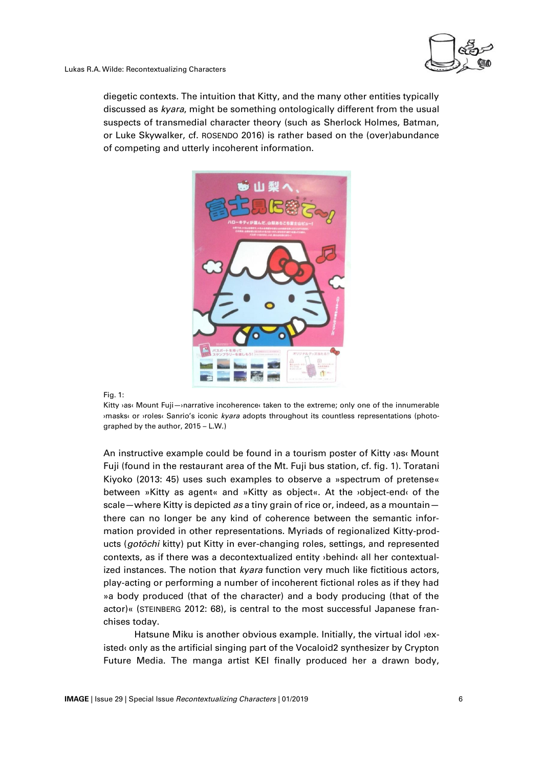diegetic contexts. The intuition that Kitty, and the many other entities typically discussed as *kyara*, might be something ontologically different from the usual suspects of transmedial character theory (such as Sherlock Holmes, Batman, or Luke Skywalker, cf. ROSENDO 2016) is rather based on the (over)abundance of competing and utterly incoherent information.

Fig. 1:
Kitty ›as‹ Mount Fuji—›narrative incoherence‹ taken to the extreme; only one of the innumerable ›masks‹ or ›roles‹ Sanrio's iconic *kyara* adopts throughout its countless representations (photographed by the author, 2015 – L.W.)

An instructive example could be found in a tourism poster of Kitty ›as‹ Mount Fuji (found in the restaurant area of the Mt. Fuji bus station, cf. fig. 1). Toratani Kiyoko (2013: 45) uses such examples to observe a »spectrum of pretense« between »Kitty as agent« and »Kitty as object«. At the ›object-end‹ of the scale—where Kitty is depicted *as* a tiny grain of rice or, indeed, as a mountain—there can no longer be any kind of coherence between the semantic information provided in other representations. Myriads of regionalized Kitty-products (*gotōchi* kitty) put Kitty in ever-changing roles, settings, and represented contexts, as if there was a decontextualized entity ›behind‹ all her contextualized instances. The notion that *kyara* function very much like fictitious actors, play-acting or performing a number of incoherent fictional roles as if they had »a body produced (that of the character) and a body producing (that of the actor)« (STEINBERG 2012: 68), is central to the most successful Japanese franchises today.

Hatsune Miku is another obvious example. Initially, the virtual idol ›existed‹ only as the artificial singing part of the Vocaloid2 synthesizer by Crypton Future Media. The manga artist KEI finally produced her a drawn body,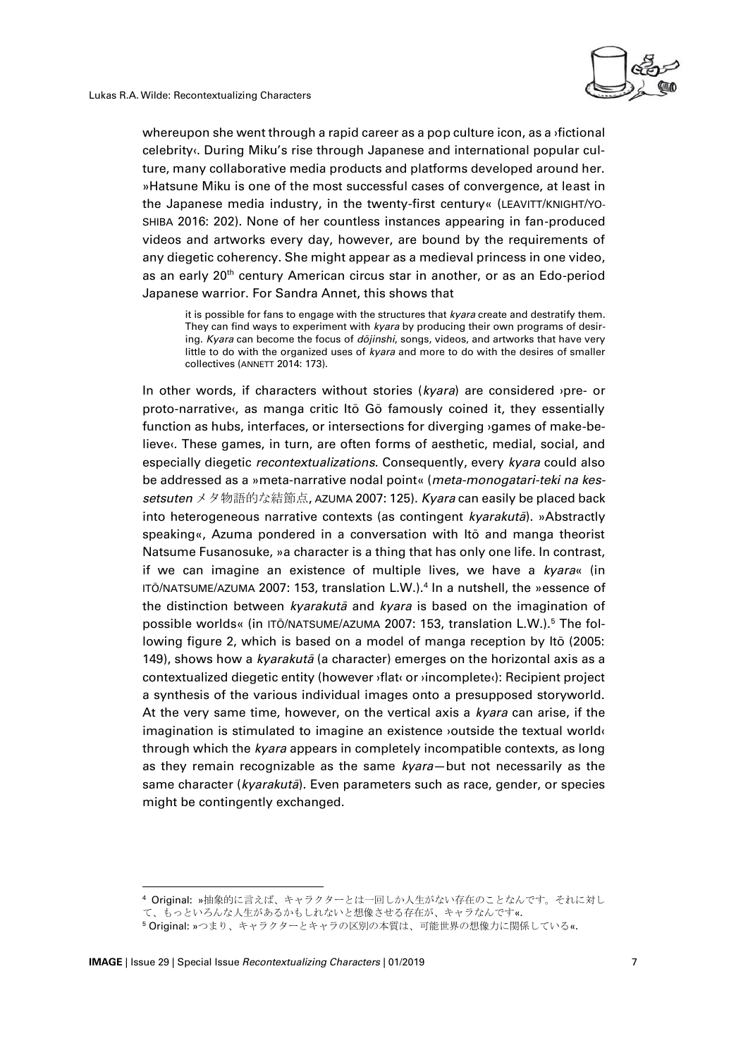whereupon she went through a rapid career as a pop culture icon, as a ›fictional celebrity‹. During Miku's rise through Japanese and international popular culture, many collaborative media products and platforms developed around her. »Hatsune Miku is one of the most successful cases of convergence, at least in the Japanese media industry, in the twenty-first century« (LEAVITT/KNIGHT/YOSHIBA 2016: 202). None of her countless instances appearing in fan-produced videos and artworks every day, however, are bound by the requirements of any diegetic coherency. She might appear as a medieval princess in one video, as an early 20th century American circus star in another, or as an Edo-period Japanese warrior. For Sandra Annet, this shows that

> it is possible for fans to engage with the structures that *kyara* create and destratify them. They can find ways to experiment with *kyara* by producing their own programs of desiring. *Kyara* can become the focus of *dōjinshi*, songs, videos, and artworks that have very little to do with the organized uses of *kyara* and more to do with the desires of smaller collectives (ANNETT 2014: 173).

In other words, if characters without stories (*kyara*) are considered ›pre- or proto-narrative‹, as manga critic Itō Gō famously coined it, they essentially function as hubs, interfaces, or intersections for diverging ›games of make-believe‹. These games, in turn, are often forms of aesthetic, medial, social, and especially diegetic *recontextualizations*. Consequently, every *kyara* could also be addressed as a »meta-narrative nodal point« (*meta-monogatari-teki na kessetsuten* メタ物語的な結節点, AZUMA 2007: 125). *Kyara* can easily be placed back into heterogeneous narrative contexts (as contingent *kyarakutā*). »Abstractly speaking«, Azuma pondered in a conversation with Itō and manga theorist Natsume Fusanosuke, »a character is a thing that has only one life. In contrast, if we can imagine an existence of multiple lives, we have a *kyara*« (in ITŌ/NATSUME/AZUMA 2007: 153, translation L.W.).[4] In a nutshell, the »essence of the distinction between *kyarakutā* and *kyara* is based on the imagination of possible worlds« (in ITŌ/NATSUME/AZUMA 2007: 153, translation L.W.).[5] The following figure 2, which is based on a model of manga reception by Itō (2005: 149), shows how a *kyarakutā* (a character) emerges on the horizontal axis as a contextualized diegetic entity (however ›flat‹ or ›incomplete‹): Recipient project a synthesis of the various individual images onto a presupposed storyworld. At the very same time, however, on the vertical axis a *kyara* can arise, if the imagination is stimulated to imagine an existence ›outside the textual world‹ through which the *kyara* appears in completely incompatible contexts, as long as they remain recognizable as the same *kyara*—but not necessarily as the same character (*kyarakutā*). Even parameters such as race, gender, or species might be contingently exchanged.

---

[4] Original: »抽象的に言えば、キャラクターとは一回しか人生がない存在のことなんです。それに対して、もっといろんな人生があるかもしれないと想像させる存在が、キャラなんです«.

[5] Original: »つまり、キャラクターとキャラの区別の本質は、可能世界の想像力に関係している«.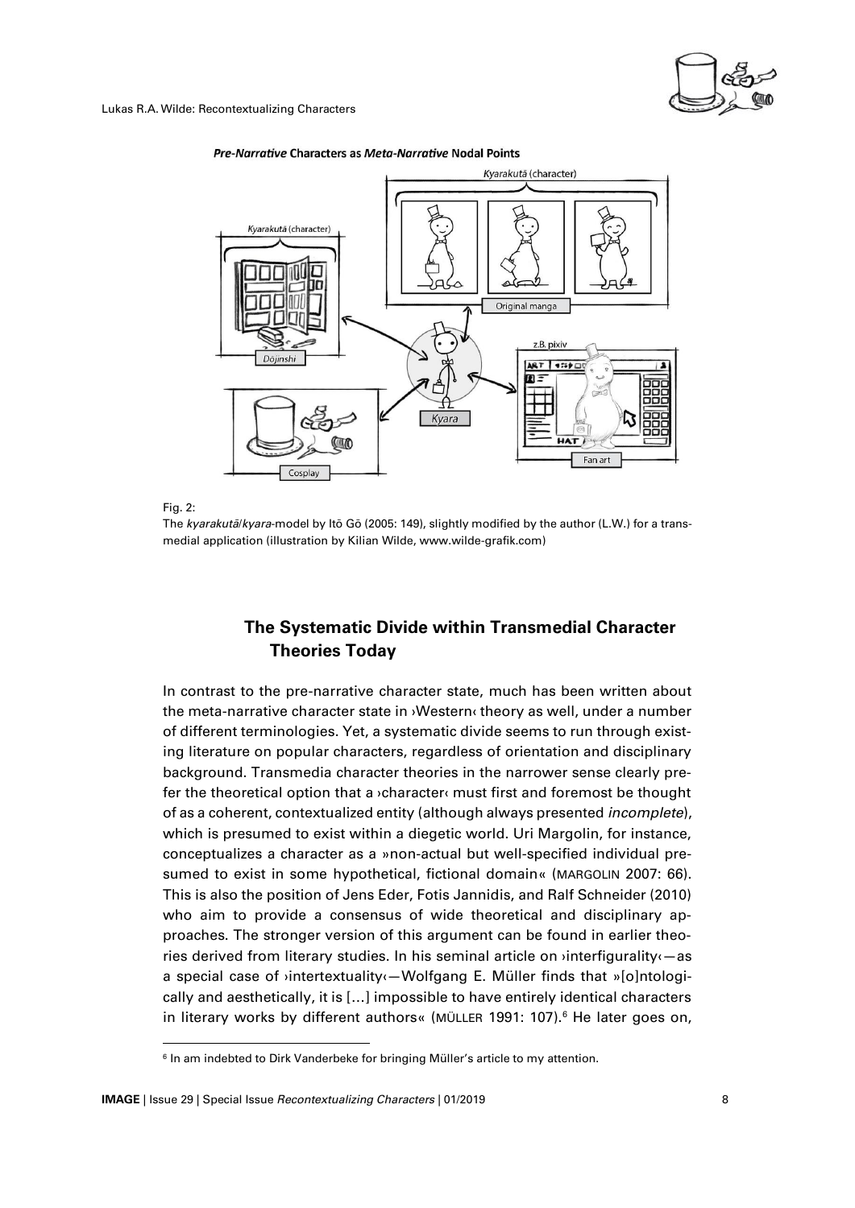Fig. 2:

The *kyarakutā*/*kyara*-model by Itō Gō (2005: 149), slightly modified by the author (L.W.) for a transmedial application (illustration by Kilian Wilde, www.wilde-grafik.com)

## The Systematic Divide within Transmedial Character Theories Today

In contrast to the pre-narrative character state, much has been written about the meta-narrative character state in ›Western‹ theory as well, under a number of different terminologies. Yet, a systematic divide seems to run through existing literature on popular characters, regardless of orientation and disciplinary background. Transmedia character theories in the narrower sense clearly prefer the theoretical option that a ›character‹ must first and foremost be thought of as a coherent, contextualized entity (although always presented *incomplete*), which is presumed to exist within a diegetic world. Uri Margolin, for instance, conceptualizes a character as a »non-actual but well-specified individual presumed to exist in some hypothetical, fictional domain« (MARGOLIN 2007: 66). This is also the position of Jens Eder, Fotis Jannidis, and Ralf Schneider (2010) who aim to provide a consensus of wide theoretical and disciplinary approaches. The stronger version of this argument can be found in earlier theories derived from literary studies. In his seminal article on ›interfigurality‹—as a special case of ›intertextuality‹—Wolfgang E. Müller finds that »[o]ntologically and aesthetically, it is [...] impossible to have entirely identical characters in literary works by different authors« (MÜLLER 1991: 107).[6] He later goes on,

[6] In am indebted to Dirk Vanderbeke for bringing Müller's article to my attention.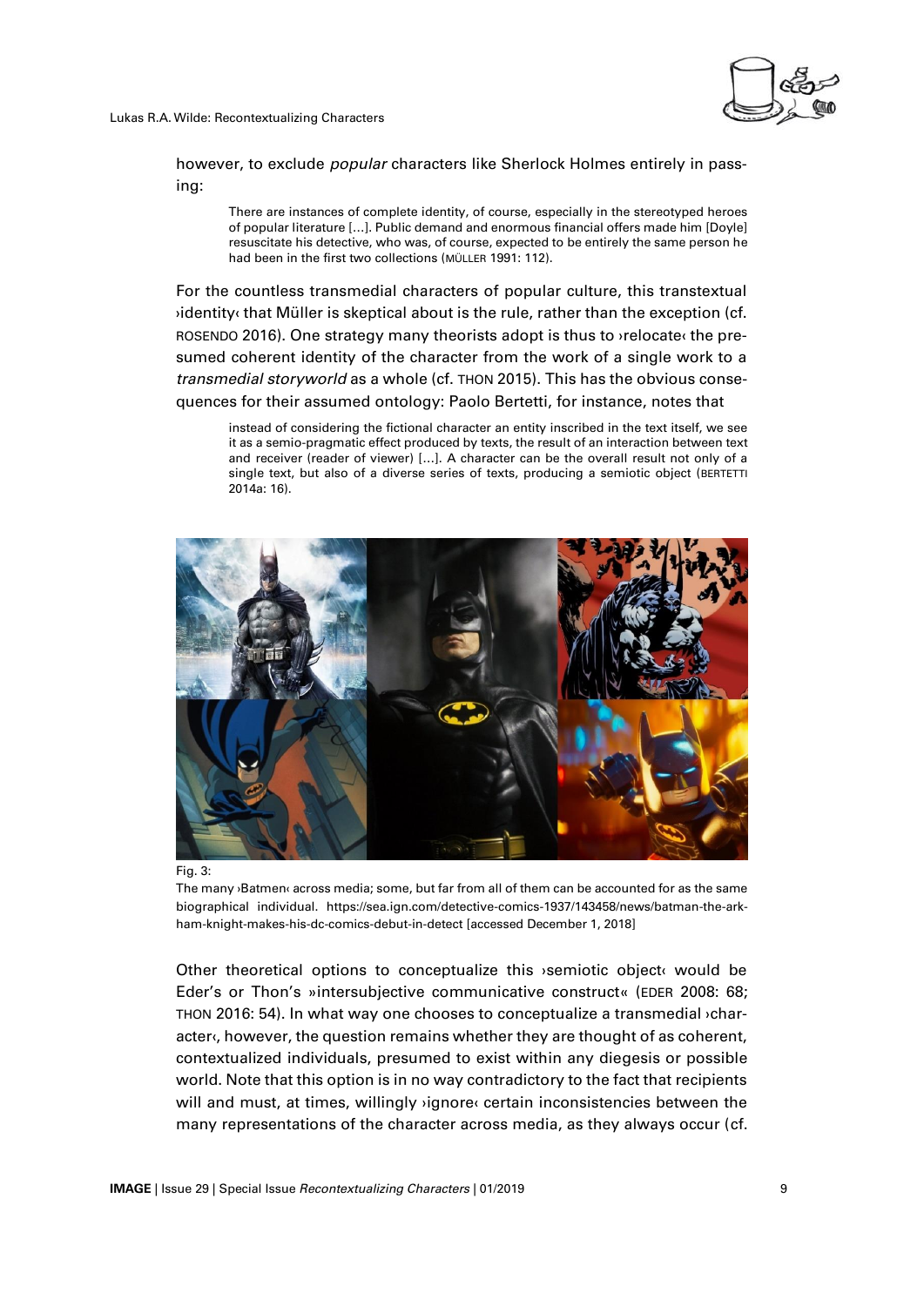however, to exclude *popular* characters like Sherlock Holmes entirely in passing:

> There are instances of complete identity, of course, especially in the stereotyped heroes of popular literature […]. Public demand and enormous financial offers made him [Doyle] resuscitate his detective, who was, of course, expected to be entirely the same person he had been in the first two collections (MÜLLER 1991: 112).

For the countless transmedial characters of popular culture, this transtextual ›identity‹ that Müller is skeptical about is the rule, rather than the exception (cf. ROSENDO 2016). One strategy many theorists adopt is thus to ›relocate‹ the presumed coherent identity of the character from the work of a single work to a *transmedial storyworld* as a whole (cf. THON 2015). This has the obvious consequences for their assumed ontology: Paolo Bertetti, for instance, notes that

> instead of considering the fictional character an entity inscribed in the text itself, we see it as a semio-pragmatic effect produced by texts, the result of an interaction between text and receiver (reader of viewer) […]. A character can be the overall result not only of a single text, but also of a diverse series of texts, producing a semiotic object (BERTETTI 2014a: 16).

Fig. 3:
The many ›Batmen‹ across media; some, but far from all of them can be accounted for as the same biographical individual. https://sea.ign.com/detective-comics-1937/143458/news/batman-the-arkham-knight-makes-his-dc-comics-debut-in-detect [accessed December 1, 2018]

Other theoretical options to conceptualize this ›semiotic object‹ would be Eder's or Thon's »intersubjective communicative construct« (EDER 2008: 68; THON 2016: 54). In what way one chooses to conceptualize a transmedial ›character‹, however, the question remains whether they are thought of as coherent, contextualized individuals, presumed to exist within any diegesis or possible world. Note that this option is in no way contradictory to the fact that recipients will and must, at times, willingly ›ignore‹ certain inconsistencies between the many representations of the character across media, as they always occur (cf.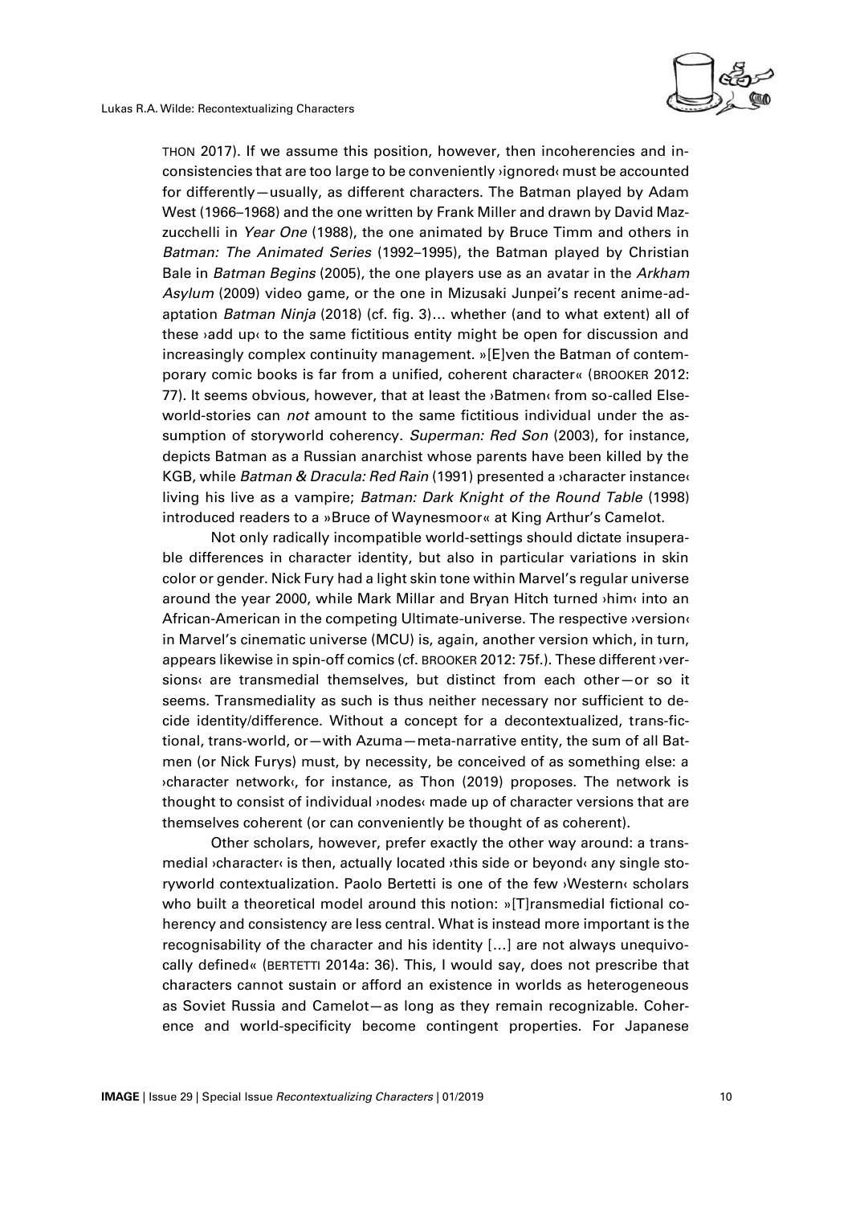THON 2017). If we assume this position, however, then incoherencies and inconsistencies that are too large to be conveniently ›ignored‹ must be accounted for differently—usually, as different characters. The Batman played by Adam West (1966–1968) and the one written by Frank Miller and drawn by David Mazzucchelli in *Year One* (1988), the one animated by Bruce Timm and others in *Batman: The Animated Series* (1992–1995), the Batman played by Christian Bale in *Batman Begins* (2005), the one players use as an avatar in the *Arkham Asylum* (2009) video game, or the one in Mizusaki Junpei's recent anime-adaptation *Batman Ninja* (2018) (cf. fig. 3)... whether (and to what extent) all of these ›add up‹ to the same fictitious entity might be open for discussion and increasingly complex continuity management. »[E]ven the Batman of contemporary comic books is far from a unified, coherent character« (BROOKER 2012: 77). It seems obvious, however, that at least the ›Batmen‹ from so-called Elseworld-stories can *not* amount to the same fictitious individual under the assumption of storyworld coherency. *Superman: Red Son* (2003), for instance, depicts Batman as a Russian anarchist whose parents have been killed by the KGB, while *Batman & Dracula: Red Rain* (1991) presented a ›character instance‹ living his live as a vampire; *Batman: Dark Knight of the Round Table* (1998) introduced readers to a »Bruce of Waynesmoor« at King Arthur's Camelot.

Not only radically incompatible world-settings should dictate insuperable differences in character identity, but also in particular variations in skin color or gender. Nick Fury had a light skin tone within Marvel's regular universe around the year 2000, while Mark Millar and Bryan Hitch turned ›him‹ into an African-American in the competing Ultimate-universe. The respective ›version‹ in Marvel's cinematic universe (MCU) is, again, another version which, in turn, appears likewise in spin-off comics (cf. BROOKER 2012: 75f.). These different ›versions‹ are transmedial themselves, but distinct from each other—or so it seems. Transmediality as such is thus neither necessary nor sufficient to decide identity/difference. Without a concept for a decontextualized, trans-fictional, trans-world, or—with Azuma—meta-narrative entity, the sum of all Batmen (or Nick Furys) must, by necessity, be conceived of as something else: a ›character network‹, for instance, as Thon (2019) proposes. The network is thought to consist of individual ›nodes‹ made up of character versions that are themselves coherent (or can conveniently be thought of as coherent).

Other scholars, however, prefer exactly the other way around: a transmedial ›character‹ is then, actually located ›this side or beyond‹ any single storyworld contextualization. Paolo Bertetti is one of the few ›Western‹ scholars who built a theoretical model around this notion: »[T]ransmedial fictional coherency and consistency are less central. What is instead more important is the recognisability of the character and his identity [...] are not always unequivocally defined« (BERTETTI 2014a: 36). This, I would say, does not prescribe that characters cannot sustain or afford an existence in worlds as heterogeneous as Soviet Russia and Camelot—as long as they remain recognizable. Coherence and world-specificity become contingent properties. For Japanese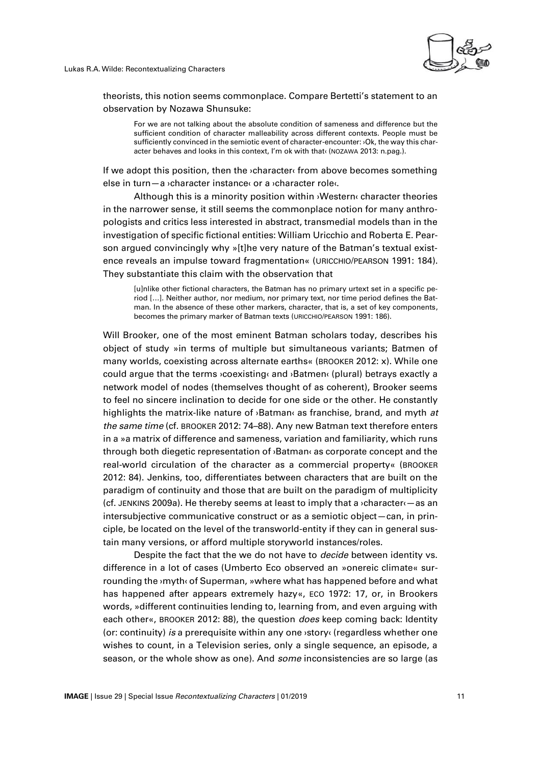theorists, this notion seems commonplace. Compare Bertetti's statement to an observation by Nozawa Shunsuke:

> For we are not talking about the absolute condition of sameness and difference but the sufficient condition of character malleability across different contexts. People must be sufficiently convinced in the semiotic event of character-encounter: ›Ok, the way this character behaves and looks in this context, I'm ok with that‹ (NOZAWA 2013: n.pag.).

If we adopt this position, then the ›character‹ from above becomes something else in turn—a ›character instance‹ or a ›character role‹.

Although this is a minority position within ›Western‹ character theories in the narrower sense, it still seems the commonplace notion for many anthropologists and critics less interested in abstract, transmedial models than in the investigation of specific fictional entities: William Uricchio and Roberta E. Pearson argued convincingly why »[t]he very nature of the Batman's textual existence reveals an impulse toward fragmentation« (URICCHIO/PEARSON 1991: 184). They substantiate this claim with the observation that

> [u]nlike other fictional characters, the Batman has no primary urtext set in a specific period [...]. Neither author, nor medium, nor primary text, nor time period defines the Batman. In the absence of these other markers, character, that is, a set of key components, becomes the primary marker of Batman texts (URICCHIO/PEARSON 1991: 186).

Will Brooker, one of the most eminent Batman scholars today, describes his object of study »in terms of multiple but simultaneous variants; Batmen of many worlds, coexisting across alternate earths« (BROOKER 2012: x). While one could argue that the terms ›coexisting‹ and ›Batmen‹ (plural) betrays exactly a network model of nodes (themselves thought of as coherent), Brooker seems to feel no sincere inclination to decide for one side or the other. He constantly highlights the matrix-like nature of ›Batman‹ as franchise, brand, and myth *at the same time* (cf. BROOKER 2012: 74–88). Any new Batman text therefore enters in a »a matrix of difference and sameness, variation and familiarity, which runs through both diegetic representation of ›Batman‹ as corporate concept and the real-world circulation of the character as a commercial property« (BROOKER 2012: 84). Jenkins, too, differentiates between characters that are built on the paradigm of continuity and those that are built on the paradigm of multiplicity (cf. JENKINS 2009a). He thereby seems at least to imply that a ›character‹—as an intersubjective communicative construct or as a semiotic object—can, in principle, be located on the level of the transworld-entity if they can in general sustain many versions, or afford multiple storyworld instances/roles.

Despite the fact that the we do not have to *decide* between identity vs. difference in a lot of cases (Umberto Eco observed an »onereic climate« surrounding the ›myth‹ of Superman, »where what has happened before and what has happened after appears extremely hazy«, ECO 1972: 17, or, in Brookers words, »different continuities lending to, learning from, and even arguing with each other«, BROOKER 2012: 88), the question *does* keep coming back: Identity (or: continuity) *is* a prerequisite within any one ›story‹ (regardless whether one wishes to count, in a Television series, only a single sequence, an episode, a season, or the whole show as one). And *some* inconsistencies are so large (as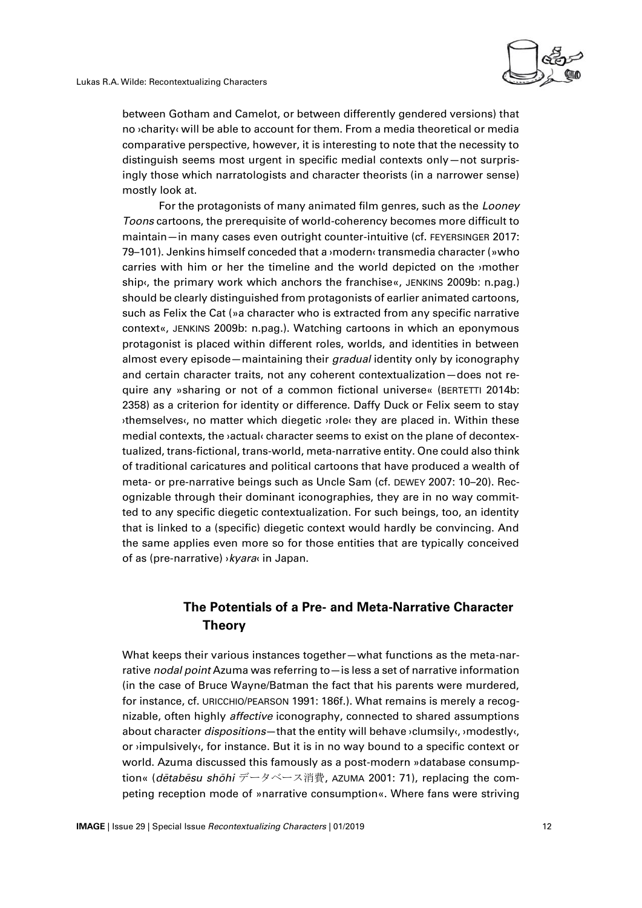between Gotham and Camelot, or between differently gendered versions) that no ›charity‹ will be able to account for them. From a media theoretical or media comparative perspective, however, it is interesting to note that the necessity to distinguish seems most urgent in specific medial contexts only—not surprisingly those which narratologists and character theorists (in a narrower sense) mostly look at.

For the protagonists of many animated film genres, such as the *Looney Toons* cartoons, the prerequisite of world-coherency becomes more difficult to maintain—in many cases even outright counter-intuitive (cf. FEYERSINGER 2017: 79–101). Jenkins himself conceded that a ›modern‹ transmedia character (»who carries with him or her the timeline and the world depicted on the ›mother ship‹, the primary work which anchors the franchise«, JENKINS 2009b: n.pag.) should be clearly distinguished from protagonists of earlier animated cartoons, such as Felix the Cat (»a character who is extracted from any specific narrative context«, JENKINS 2009b: n.pag.). Watching cartoons in which an eponymous protagonist is placed within different roles, worlds, and identities in between almost every episode—maintaining their *gradual* identity only by iconography and certain character traits, not any coherent contextualization—does not require any »sharing or not of a common fictional universe« (BERTETTI 2014b: 2358) as a criterion for identity or difference. Daffy Duck or Felix seem to stay ›themselves‹, no matter which diegetic ›role‹ they are placed in. Within these medial contexts, the ›actual‹ character seems to exist on the plane of decontextualized, trans-fictional, trans-world, meta-narrative entity. One could also think of traditional caricatures and political cartoons that have produced a wealth of meta- or pre-narrative beings such as Uncle Sam (cf. DEWEY 2007: 10–20). Recognizable through their dominant iconographies, they are in no way committed to any specific diegetic contextualization. For such beings, too, an identity that is linked to a (specific) diegetic context would hardly be convincing. And the same applies even more so for those entities that are typically conceived of as (pre-narrative) ›*kyara*‹ in Japan.

## The Potentials of a Pre- and Meta-Narrative Character Theory

What keeps their various instances together—what functions as the meta-narrative *nodal point* Azuma was referring to—is less a set of narrative information (in the case of Bruce Wayne/Batman the fact that his parents were murdered, for instance, cf. URICCHIO/PEARSON 1991: 186f.). What remains is merely a recognizable, often highly *affective* iconography, connected to shared assumptions about character *dispositions*—that the entity will behave ›clumsily‹, ›modestly‹, or ›impulsively‹, for instance. But it is in no way bound to a specific context or world. Azuma discussed this famously as a post-modern »database consumption« (*dētabēsu shōhi* データベース消費, AZUMA 2001: 71), replacing the competing reception mode of »narrative consumption«. Where fans were striving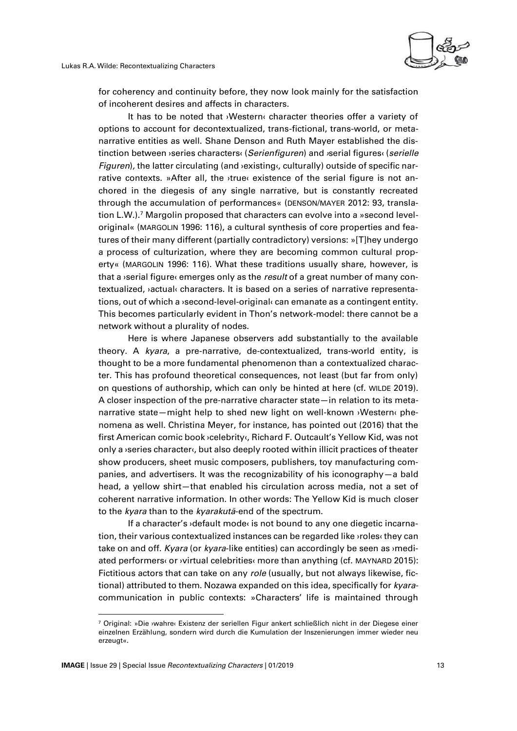for coherency and continuity before, they now look mainly for the satisfaction of incoherent desires and affects in characters.

It has to be noted that ›Western‹ character theories offer a variety of options to account for decontextualized, trans-fictional, trans-world, or meta-narrative entities as well. Shane Denson and Ruth Mayer established the distinction between ›series characters‹ (*Serienfiguren*) and ›serial figures‹ (*serielle Figuren*), the latter circulating (and ›existing‹, culturally) outside of specific narrative contexts. »After all, the ›true‹ existence of the serial figure is not anchored in the diegesis of any single narrative, but is constantly recreated through the accumulation of performances« (DENSON/MAYER 2012: 93, translation L.W.).[7] Margolin proposed that characters can evolve into a »second level-original« (MARGOLIN 1996: 116), a cultural synthesis of core properties and features of their many different (partially contradictory) versions: »[T]hey undergo a process of culturization, where they are becoming common cultural property« (MARGOLIN 1996: 116). What these traditions usually share, however, is that a ›serial figure‹ emerges only as the *result* of a great number of many contextualized, ›actual‹ characters. It is based on a series of narrative representations, out of which a ›second-level-original‹ can emanate as a contingent entity. This becomes particularly evident in Thon's network-model: there cannot be a network without a plurality of nodes.

Here is where Japanese observers add substantially to the available theory. A *kyara*, a pre-narrative, de-contextualized, trans-world entity, is thought to be a more fundamental phenomenon than a contextualized character. This has profound theoretical consequences, not least (but far from only) on questions of authorship, which can only be hinted at here (cf. WILDE 2019). A closer inspection of the pre-narrative character state—in relation to its meta-narrative state—might help to shed new light on well-known ›Western‹ phenomena as well. Christina Meyer, for instance, has pointed out (2016) that the first American comic book ›celebrity‹, Richard F. Outcault's Yellow Kid, was not only a ›series character‹, but also deeply rooted within illicit practices of theater show producers, sheet music composers, publishers, toy manufacturing companies, and advertisers. It was the recognizability of his iconography—a bald head, a yellow shirt—that enabled his circulation across media, not a set of coherent narrative information. In other words: The Yellow Kid is much closer to the *kyara* than to the *kyarakutā*-end of the spectrum.

If a character's ›default mode‹ is not bound to any one diegetic incarnation, their various contextualized instances can be regarded like ›roles‹ they can take on and off. *Kyara* (or *kyara*-like entities) can accordingly be seen as ›mediated performers‹ or ›virtual celebrities‹ more than anything (cf. MAYNARD 2015): Fictitious actors that can take on any *role* (usually, but not always likewise, fictional) attributed to them. Nozawa expanded on this idea, specifically for *kyara*-communication in public contexts: »Characters' life is maintained through

---

[7] Original: »Die ›wahre‹ Existenz der seriellen Figur ankert schließlich nicht in der Diegese einer einzelnen Erzählung, sondern wird durch die Kumulation der Inszenierungen immer wieder neu erzeugt«.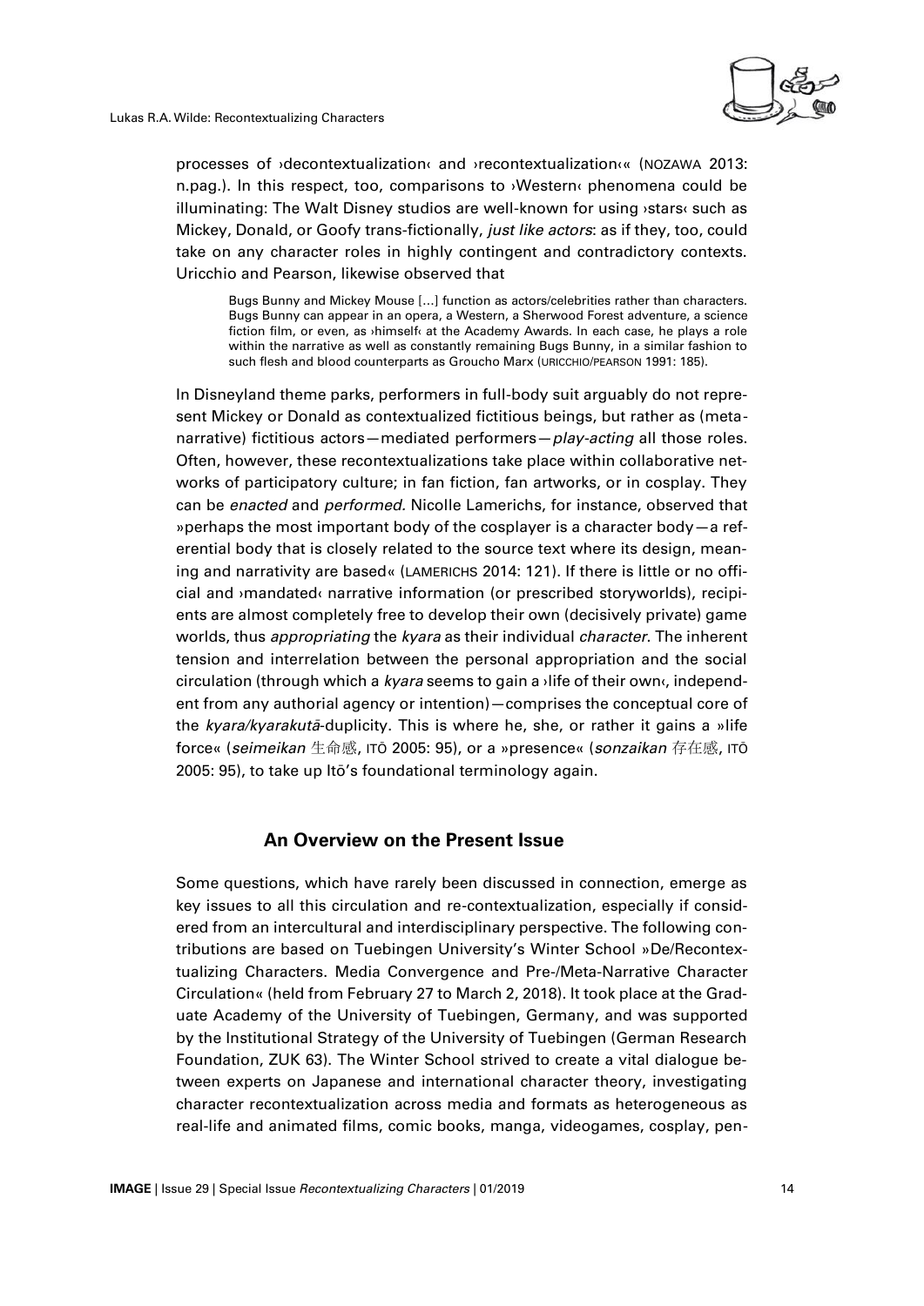processes of ›decontextualization‹ and ›recontextualization‹« (NOZAWA 2013: n.pag.). In this respect, too, comparisons to ›Western‹ phenomena could be illuminating: The Walt Disney studios are well-known for using ›stars‹ such as Mickey, Donald, or Goofy trans-fictionally, *just like actors*: as if they, too, could take on any character roles in highly contingent and contradictory contexts. Uricchio and Pearson, likewise observed that

> Bugs Bunny and Mickey Mouse […] function as actors/celebrities rather than characters. Bugs Bunny can appear in an opera, a Western, a Sherwood Forest adventure, a science fiction film, or even, as ›himself‹ at the Academy Awards. In each case, he plays a role within the narrative as well as constantly remaining Bugs Bunny, in a similar fashion to such flesh and blood counterparts as Groucho Marx (URICCHIO/PEARSON 1991: 185).

In Disneyland theme parks, performers in full-body suit arguably do not represent Mickey or Donald as contextualized fictitious beings, but rather as (meta-narrative) fictitious actors—mediated performers—*play-acting* all those roles. Often, however, these recontextualizations take place within collaborative networks of participatory culture; in fan fiction, fan artworks, or in cosplay. They can be *enacted* and *performed.* Nicolle Lamerichs, for instance, observed that »perhaps the most important body of the cosplayer is a character body—a referential body that is closely related to the source text where its design, meaning and narrativity are based« (LAMERICHS 2014: 121). If there is little or no official and ›mandated‹ narrative information (or prescribed storyworlds), recipients are almost completely free to develop their own (decisively private) game worlds, thus *appropriating* the *kyara* as their individual *character*. The inherent tension and interrelation between the personal appropriation and the social circulation (through which a *kyara* seems to gain a ›life of their own‹, independent from any authorial agency or intention)—comprises the conceptual core of the *kyara/kyarakutā*-duplicity. This is where he, she, or rather it gains a »life force« (*seimeikan* 生命感, ITŌ 2005: 95), or a »presence« (*sonzaikan* 存在感, ITŌ 2005: 95), to take up Itō's foundational terminology again.

## An Overview on the Present Issue

Some questions, which have rarely been discussed in connection, emerge as key issues to all this circulation and re-contextualization, especially if considered from an intercultural and interdisciplinary perspective. The following contributions are based on Tuebingen University's Winter School »De/Recontextualizing Characters. Media Convergence and Pre-/Meta-Narrative Character Circulation« (held from February 27 to March 2, 2018). It took place at the Graduate Academy of the University of Tuebingen, Germany, and was supported by the Institutional Strategy of the University of Tuebingen (German Research Foundation, ZUK 63). The Winter School strived to create a vital dialogue between experts on Japanese and international character theory, investigating character recontextualization across media and formats as heterogeneous as real-life and animated films, comic books, manga, videogames, cosplay, pen-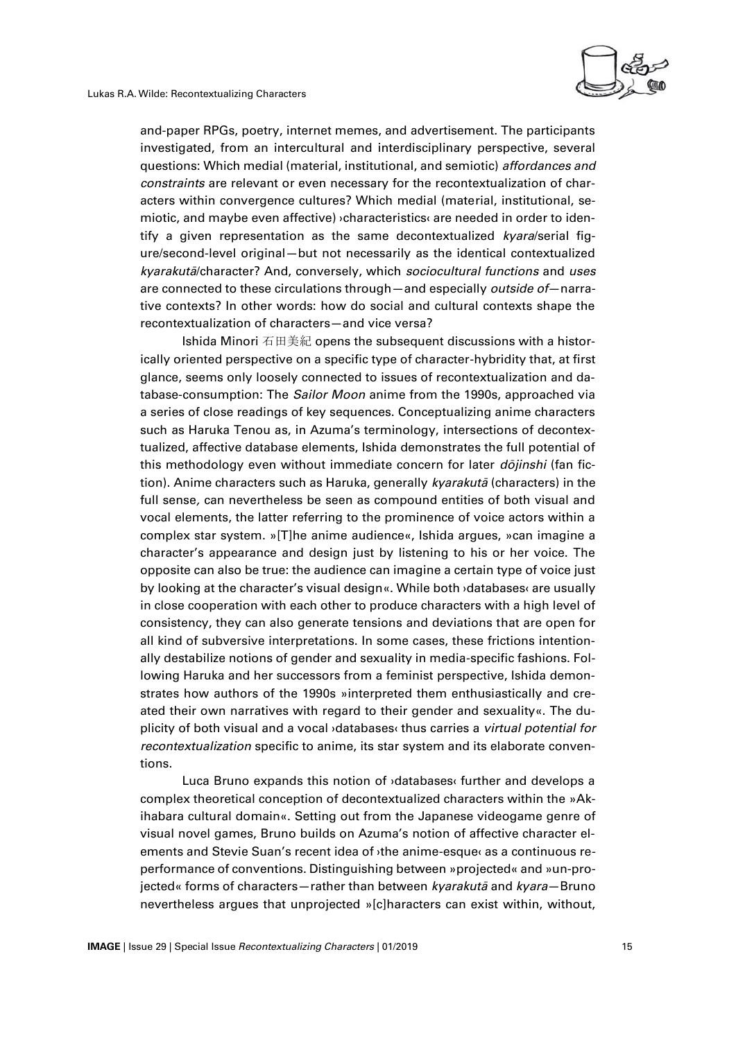and-paper RPGs, poetry, internet memes, and advertisement. The participants investigated, from an intercultural and interdisciplinary perspective, several questions: Which medial (material, institutional, and semiotic) *affordances and constraints* are relevant or even necessary for the recontextualization of characters within convergence cultures? Which medial (material, institutional, semiotic, and maybe even affective) ›characteristics‹ are needed in order to identify a given representation as the same decontextualized *kyara*/serial figure/second-level original—but not necessarily as the identical contextualized *kyarakutā*/character? And, conversely, which *sociocultural functions* and *uses* are connected to these circulations through—and especially *outside of*—narrative contexts? In other words: how do social and cultural contexts shape the recontextualization of characters—and vice versa?

Ishida Minori 石田美紀 opens the subsequent discussions with a historically oriented perspective on a specific type of character-hybridity that, at first glance, seems only loosely connected to issues of recontextualization and database-consumption: The *Sailor Moon* anime from the 1990s, approached via a series of close readings of key sequences. Conceptualizing anime characters such as Haruka Tenou as, in Azuma's terminology, intersections of decontextualized, affective database elements, Ishida demonstrates the full potential of this methodology even without immediate concern for later *dōjinshi* (fan fiction). Anime characters such as Haruka, generally *kyarakutā* (characters) in the full sense, can nevertheless be seen as compound entities of both visual and vocal elements, the latter referring to the prominence of voice actors within a complex star system. »[T]he anime audience«, Ishida argues, »can imagine a character's appearance and design just by listening to his or her voice. The opposite can also be true: the audience can imagine a certain type of voice just by looking at the character's visual design«. While both ›databases‹ are usually in close cooperation with each other to produce characters with a high level of consistency, they can also generate tensions and deviations that are open for all kind of subversive interpretations. In some cases, these frictions intentionally destabilize notions of gender and sexuality in media-specific fashions. Following Haruka and her successors from a feminist perspective, Ishida demonstrates how authors of the 1990s »interpreted them enthusiastically and created their own narratives with regard to their gender and sexuality«. The duplicity of both visual and a vocal ›databases‹ thus carries a *virtual potential for recontextualization* specific to anime, its star system and its elaborate conventions.

Luca Bruno expands this notion of ›databases‹ further and develops a complex theoretical conception of decontextualized characters within the »Akihabara cultural domain«. Setting out from the Japanese videogame genre of visual novel games, Bruno builds on Azuma's notion of affective character elements and Stevie Suan's recent idea of ›the anime-esque‹ as a continuous reperformance of conventions. Distinguishing between »projected« and »un-projected« forms of characters—rather than between *kyarakutā* and *kyara*—Bruno nevertheless argues that unprojected »[c]haracters can exist within, without,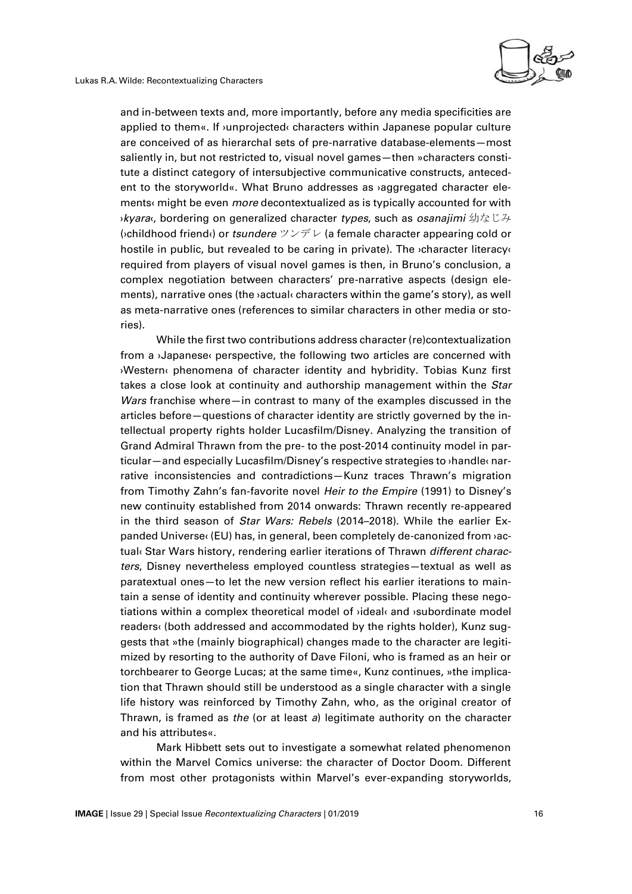and in-between texts and, more importantly, before any media specificities are applied to them«. If ›unprojected‹ characters within Japanese popular culture are conceived of as hierarchal sets of pre-narrative database-elements—most saliently in, but not restricted to, visual novel games—then »characters constitute a distinct category of intersubjective communicative constructs, antecedent to the storyworld«. What Bruno addresses as ›aggregated character elements‹ might be even *more* decontextualized as is typically accounted for with ›*kyara*‹, bordering on generalized character *types*, such as *osanajimi* 幼なじみ (›childhood friend‹) or *tsundere* ツンデレ (a female character appearing cold or hostile in public, but revealed to be caring in private). The ›character literacy‹ required from players of visual novel games is then, in Bruno's conclusion, a complex negotiation between characters' pre-narrative aspects (design elements), narrative ones (the ›actual‹ characters within the game's story), as well as meta-narrative ones (references to similar characters in other media or stories).

While the first two contributions address character (re)contextualization from a ›Japanese‹ perspective, the following two articles are concerned with ›Western‹ phenomena of character identity and hybridity. Tobias Kunz first takes a close look at continuity and authorship management within the *Star Wars* franchise where—in contrast to many of the examples discussed in the articles before—questions of character identity are strictly governed by the intellectual property rights holder Lucasfilm/Disney. Analyzing the transition of Grand Admiral Thrawn from the pre- to the post-2014 continuity model in particular—and especially Lucasfilm/Disney's respective strategies to ›handle‹ narrative inconsistencies and contradictions—Kunz traces Thrawn's migration from Timothy Zahn's fan-favorite novel *Heir to the Empire* (1991) to Disney's new continuity established from 2014 onwards: Thrawn recently re-appeared in the third season of *Star Wars: Rebels* (2014–2018). While the earlier Expanded Universe‹ (EU) has, in general, been completely de-canonized from ›actual‹ Star Wars history, rendering earlier iterations of Thrawn *different characters*, Disney nevertheless employed countless strategies—textual as well as paratextual ones—to let the new version reflect his earlier iterations to maintain a sense of identity and continuity wherever possible. Placing these negotiations within a complex theoretical model of ›ideal‹ and ›subordinate model readers‹ (both addressed and accommodated by the rights holder), Kunz suggests that »the (mainly biographical) changes made to the character are legitimized by resorting to the authority of Dave Filoni, who is framed as an heir or torchbearer to George Lucas; at the same time«, Kunz continues, »the implication that Thrawn should still be understood as a single character with a single life history was reinforced by Timothy Zahn, who, as the original creator of Thrawn, is framed as *the* (or at least *a*) legitimate authority on the character and his attributes«.

Mark Hibbett sets out to investigate a somewhat related phenomenon within the Marvel Comics universe: the character of Doctor Doom. Different from most other protagonists within Marvel's ever-expanding storyworlds,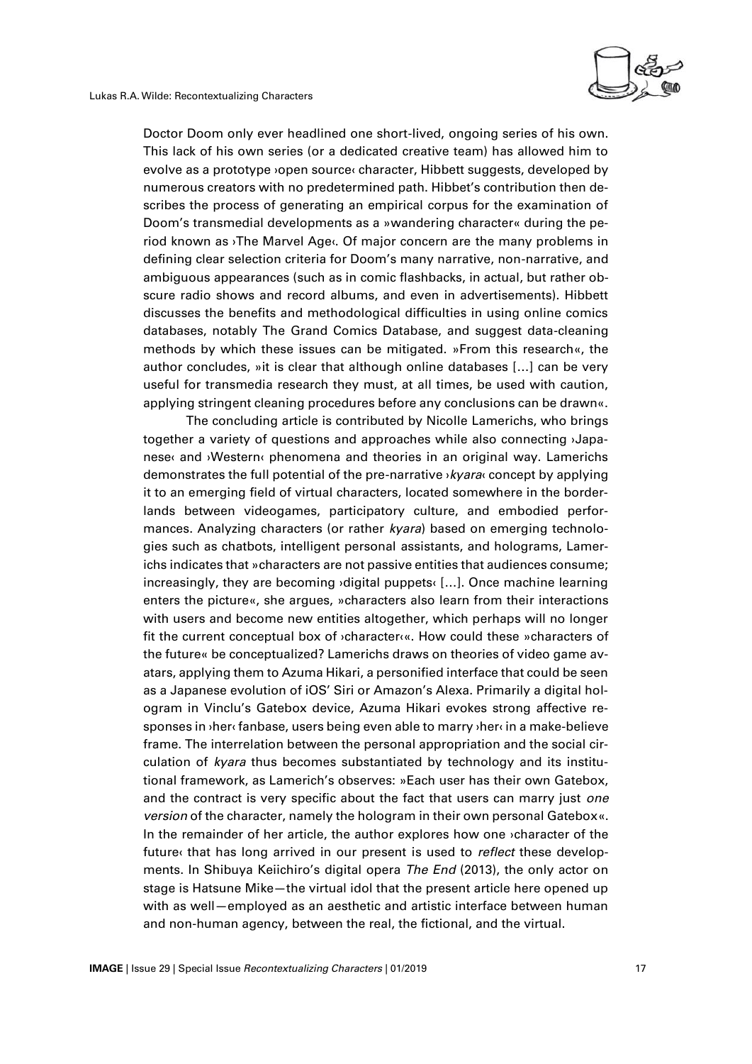Doctor Doom only ever headlined one short-lived, ongoing series of his own. This lack of his own series (or a dedicated creative team) has allowed him to evolve as a prototype ›open source‹ character, Hibbett suggests, developed by numerous creators with no predetermined path. Hibbett's contribution then describes the process of generating an empirical corpus for the examination of Doom's transmedial developments as a »wandering character« during the period known as ›The Marvel Age‹. Of major concern are the many problems in defining clear selection criteria for Doom's many narrative, non-narrative, and ambiguous appearances (such as in comic flashbacks, in actual, but rather obscure radio shows and record albums, and even in advertisements). Hibbett discusses the benefits and methodological difficulties in using online comics databases, notably The Grand Comics Database, and suggest data-cleaning methods by which these issues can be mitigated. »From this research«, the author concludes, »it is clear that although online databases […] can be very useful for transmedia research they must, at all times, be used with caution, applying stringent cleaning procedures before any conclusions can be drawn«.

The concluding article is contributed by Nicolle Lamerichs, who brings together a variety of questions and approaches while also connecting ›Japanese‹ and ›Western‹ phenomena and theories in an original way. Lamerichs demonstrates the full potential of the pre-narrative ›*kyara*‹ concept by applying it to an emerging field of virtual characters, located somewhere in the borderlands between videogames, participatory culture, and embodied performances. Analyzing characters (or rather *kyara*) based on emerging technologies such as chatbots, intelligent personal assistants, and holograms, Lamerichs indicates that »characters are not passive entities that audiences consume; increasingly, they are becoming ›digital puppets‹ […]. Once machine learning enters the picture«, she argues, »characters also learn from their interactions with users and become new entities altogether, which perhaps will no longer fit the current conceptual box of ›character‹«. How could these »characters of the future« be conceptualized? Lamerichs draws on theories of video game avatars, applying them to Azuma Hikari, a personified interface that could be seen as a Japanese evolution of iOS' Siri or Amazon's Alexa. Primarily a digital hologram in Vinclu's Gatebox device, Azuma Hikari evokes strong affective responses in ›her‹ fanbase, users being even able to marry ›her‹ in a make-believe frame. The interrelation between the personal appropriation and the social circulation of *kyara* thus becomes substantiated by technology and its institutional framework, as Lamerich's observes: »Each user has their own Gatebox, and the contract is very specific about the fact that users can marry just *one version* of the character, namely the hologram in their own personal Gatebox«. In the remainder of her article, the author explores how one ›character of the future‹ that has long arrived in our present is used to *reflect* these developments. In Shibuya Keiichiro's digital opera *The End* (2013), the only actor on stage is Hatsune Mike—the virtual idol that the present article here opened up with as well—employed as an aesthetic and artistic interface between human and non-human agency, between the real, the fictional, and the virtual.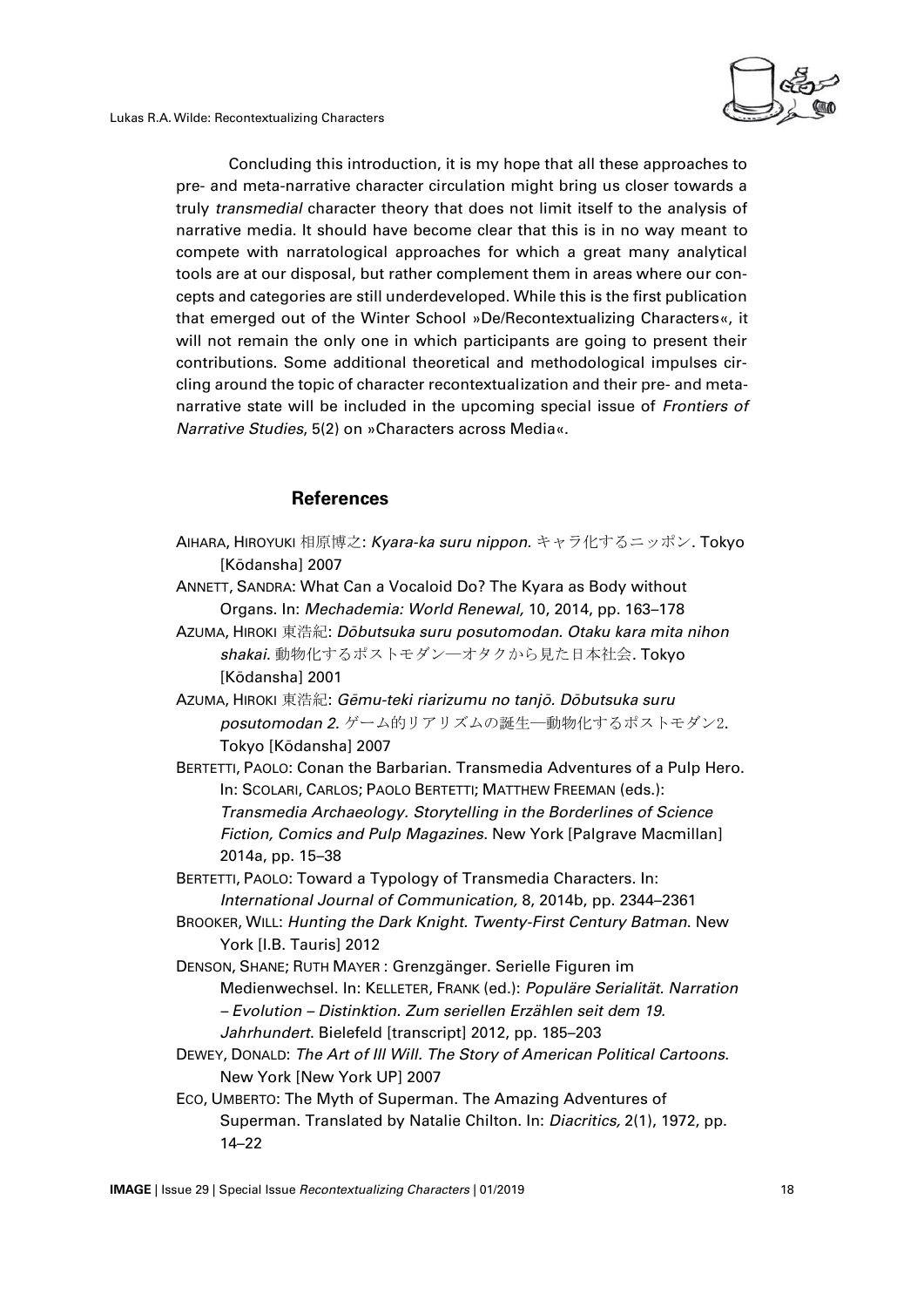Concluding this introduction, it is my hope that all these approaches to pre- and meta-narrative character circulation might bring us closer towards a truly *transmedial* character theory that does not limit itself to the analysis of narrative media. It should have become clear that this is in no way meant to compete with narratological approaches for which a great many analytical tools are at our disposal, but rather complement them in areas where our concepts and categories are still underdeveloped. While this is the first publication that emerged out of the Winter School »De/Recontextualizing Characters«, it will not remain the only one in which participants are going to present their contributions. Some additional theoretical and methodological impulses circling around the topic of character recontextualization and their pre- and meta-narrative state will be included in the upcoming special issue of *Frontiers of Narrative Studies*, 5(2) on »Characters across Media«.

## References

AIHARA, HIROYUKI 相原博之: *Kyara-ka suru nippon.* キャラ化するニッポン. Tokyo [Kōdansha] 2007

ANNETT, SANDRA: What Can a Vocaloid Do? The Kyara as Body without Organs. In: *Mechademia: World Renewal,* 10, 2014, pp. 163–178

AZUMA, HIROKI 東浩紀: *Dōbutsuka suru posutomodan. Otaku kara mita nihon shakai.* 動物化するポストモダン—オタクから見た日本社会. Tokyo [Kōdansha] 2001

AZUMA, HIROKI 東浩紀: *Gēmu-teki riarizumu no tanjō. Dōbutsuka suru posutomodan 2.* ゲーム的リアリズムの誕生—動物化するポストモダン2. Tokyo [Kōdansha] 2007

BERTETTI, PAOLO: Conan the Barbarian. Transmedia Adventures of a Pulp Hero. In: SCOLARI, CARLOS; PAOLO BERTETTI; MATTHEW FREEMAN (eds.): *Transmedia Archaeology. Storytelling in the Borderlines of Science Fiction, Comics and Pulp Magazines*. New York [Palgrave Macmillan] 2014a, pp. 15–38

BERTETTI, PAOLO: Toward a Typology of Transmedia Characters. In: *International Journal of Communication,* 8, 2014b, pp. 2344–2361

BROOKER, WILL: *Hunting the Dark Knight. Twenty-First Century Batman*. New York [I.B. Tauris] 2012

DENSON, SHANE; RUTH MAYER : Grenzgänger. Serielle Figuren im Medienwechsel. In: KELLETER, FRANK (ed.): *Populäre Serialität. Narration – Evolution – Distinktion. Zum seriellen Erzählen seit dem 19. Jahrhundert*. Bielefeld [transcript] 2012, pp. 185–203

DEWEY, DONALD: *The Art of Ill Will. The Story of American Political Cartoons*. New York [New York UP] 2007

ECO, UMBERTO: The Myth of Superman. The Amazing Adventures of Superman. Translated by Natalie Chilton. In: *Diacritics,* 2(1), 1972, pp. 14–22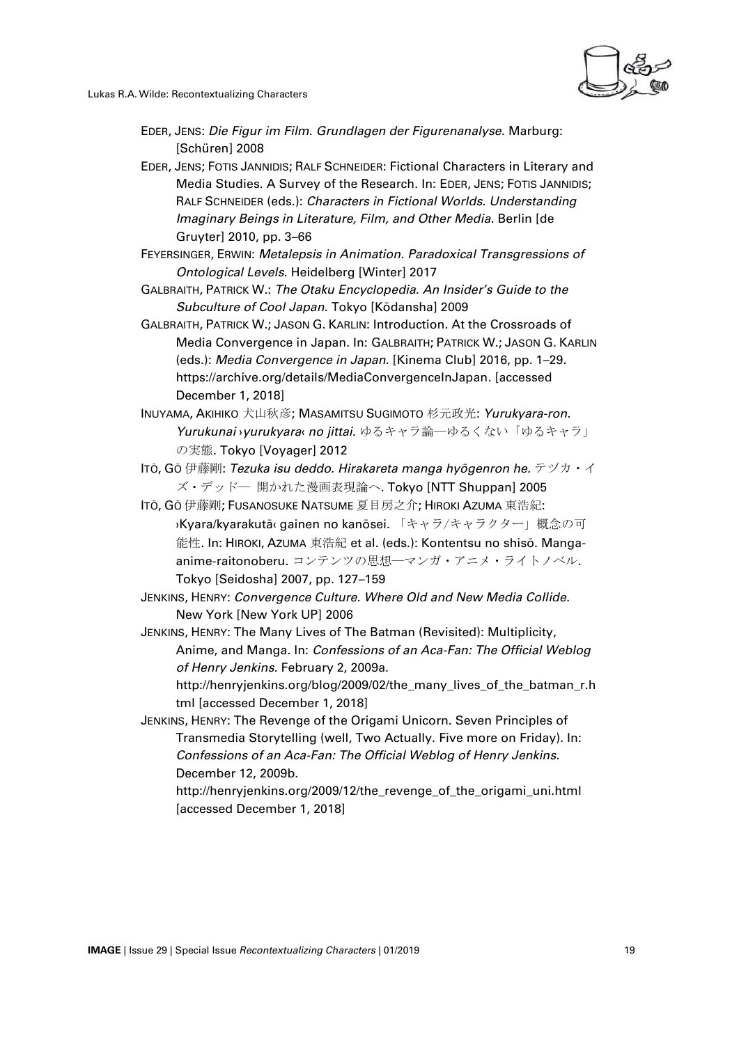EDER, JENS: *Die Figur im Film. Grundlagen der Figurenanalyse*. Marburg: [Schüren] 2008

EDER, JENS; FOTIS JANNIDIS; RALF SCHNEIDER: Fictional Characters in Literary and Media Studies. A Survey of the Research. In: EDER, JENS; FOTIS JANNIDIS; RALF SCHNEIDER (eds.): *Characters in Fictional Worlds. Understanding Imaginary Beings in Literature, Film, and Other Media*. Berlin [de Gruyter] 2010, pp. 3–66

FEYERSINGER, ERWIN: *Metalepsis in Animation. Paradoxical Transgressions of Ontological Levels*. Heidelberg [Winter] 2017

GALBRAITH, PATRICK W.: *The Otaku Encyclopedia. An Insider's Guide to the Subculture of Cool Japan.* Tokyo [Kōdansha] 2009

GALBRAITH, PATRICK W.; JASON G. KARLIN: Introduction. At the Crossroads of Media Convergence in Japan. In: GALBRAITH; PATRICK W.; JASON G. KARLIN (eds.): *Media Convergence in Japan*. [Kinema Club] 2016, pp. 1–29. https://archive.org/details/MediaConvergenceInJapan. [accessed December 1, 2018]

INUYAMA, AKIHIKO 犬山秋彦; MASAMITSU SUGIMOTO 杉元政光: *Yurukyara-ron. Yurukunai ›yurukyara‹ no jittai.* ゆるキャラ論―ゆるくない「ゆるキャラ」の実態. Tokyo [Voyager] 2012

ITŌ, GŌ 伊藤剛: *Tezuka isu deddo. Hirakareta manga hyōgenron he.* テヅカ・イズ・デッドー 開かれた漫画表現論へ. Tokyo [NTT Shuppan] 2005

ITŌ, GŌ 伊藤剛; FUSANOSUKE NATSUME 夏目房之介; HIROKI AZUMA 東浩紀: ›Kyara/kyarakutā‹ gainen no kanōsei. 「キャラ/キャラクター」概念の可能性. In: HIROKI, AZUMA 東浩紀 et al. (eds.): Kontentsu no shisō. Manga-anime-raitonoberu. コンテンツの思想―マンガ・アニメ・ライトノベル. Tokyo [Seidosha] 2007, pp. 127–159

JENKINS, HENRY: *Convergence Culture. Where Old and New Media Collide*. New York [New York UP] 2006

JENKINS, HENRY: The Many Lives of The Batman (Revisited): Multiplicity, Anime, and Manga. In: *Confessions of an Aca-Fan: The Official Weblog of Henry Jenkins.* February 2, 2009a. http://henryjenkins.org/blog/2009/02/the_many_lives_of_the_batman_r.html [accessed December 1, 2018]

JENKINS, HENRY: The Revenge of the Origami Unicorn. Seven Principles of Transmedia Storytelling (well, Two Actually. Five more on Friday). In: *Confessions of an Aca-Fan: The Official Weblog of Henry Jenkins*. December 12, 2009b. http://henryjenkins.org/2009/12/the_revenge_of_the_origami_uni.html [accessed December 1, 2018]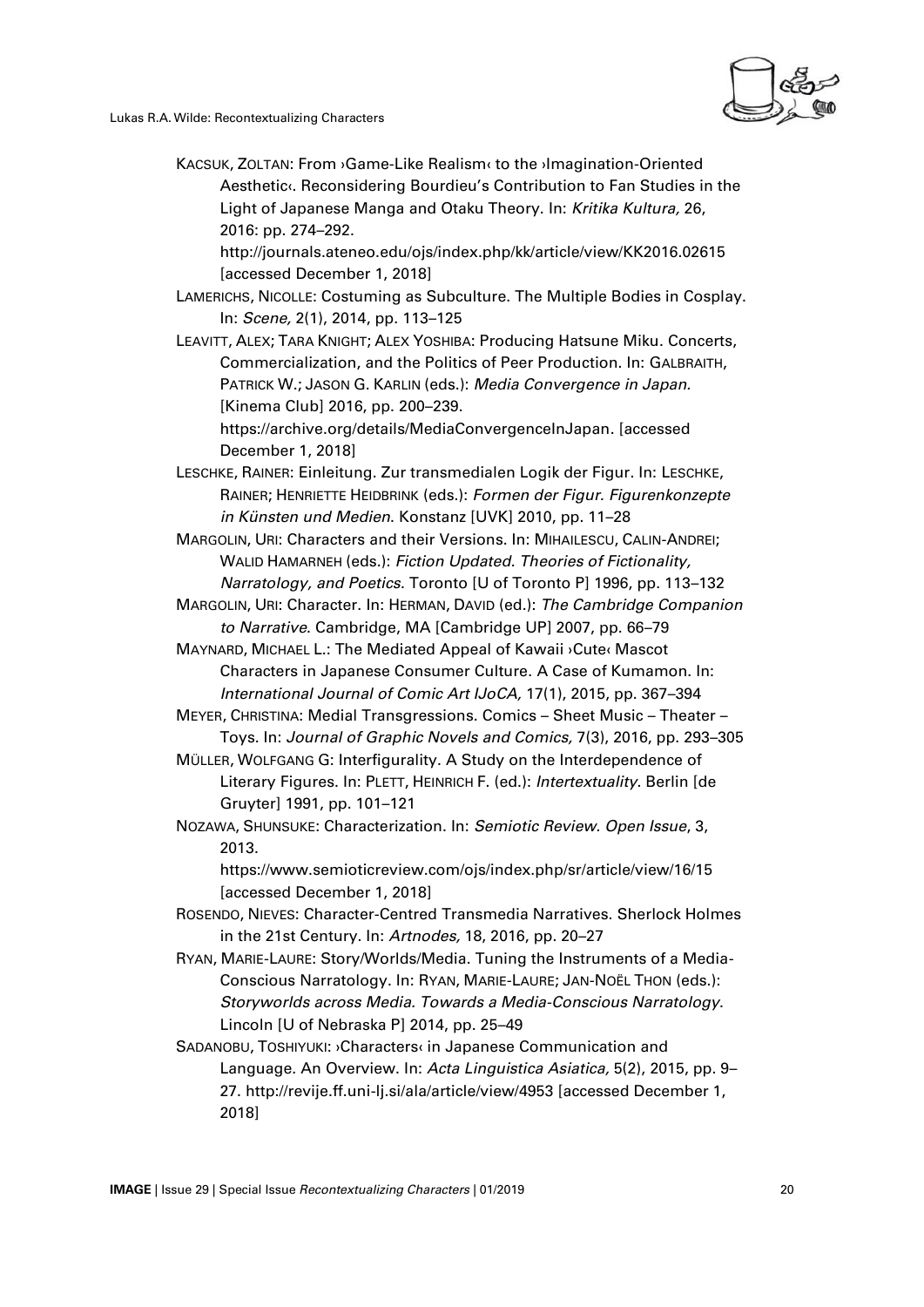KACSUK, ZOLTAN: From ›Game-Like Realism‹ to the ›Imagination-Oriented Aesthetic‹. Reconsidering Bourdieu's Contribution to Fan Studies in the Light of Japanese Manga and Otaku Theory. In: *Kritika Kultura,* 26, 2016: pp. 274–292. http://journals.ateneo.edu/ojs/index.php/kk/article/view/KK2016.02615 [accessed December 1, 2018]

LAMERICHS, NICOLLE: Costuming as Subculture. The Multiple Bodies in Cosplay. In: *Scene,* 2(1), 2014, pp. 113–125

LEAVITT, ALEX; TARA KNIGHT; ALEX YOSHIBA: Producing Hatsune Miku. Concerts, Commercialization, and the Politics of Peer Production. In: GALBRAITH, PATRICK W.; JASON G. KARLIN (eds.): *Media Convergence in Japan.* [Kinema Club] 2016, pp. 200–239. https://archive.org/details/MediaConvergenceInJapan. [accessed December 1, 2018]

LESCHKE, RAINER: Einleitung. Zur transmedialen Logik der Figur. In: LESCHKE, RAINER; HENRIETTE HEIDBRINK (eds.): *Formen der Figur. Figurenkonzepte in Künsten und Medien*. Konstanz [UVK] 2010, pp. 11–28

MARGOLIN, URI: Characters and their Versions. In: MIHAILESCU, CALIN-ANDREI; WALID HAMARNEH (eds.): *Fiction Updated. Theories of Fictionality, Narratology, and Poetics*. Toronto [U of Toronto P] 1996, pp. 113–132

MARGOLIN, URI: Character. In: HERMAN, DAVID (ed.): *The Cambridge Companion to Narrative*. Cambridge, MA [Cambridge UP] 2007, pp. 66–79

MAYNARD, MICHAEL L.: The Mediated Appeal of Kawaii ›Cute‹ Mascot Characters in Japanese Consumer Culture. A Case of Kumamon. In: *International Journal of Comic Art IJoCA,* 17(1), 2015, pp. 367–394

MEYER, CHRISTINA: Medial Transgressions. Comics – Sheet Music – Theater – Toys. In: *Journal of Graphic Novels and Comics,* 7(3), 2016, pp. 293–305

MÜLLER, WOLFGANG G: Interfigurality. A Study on the Interdependence of Literary Figures. In: PLETT, HEINRICH F. (ed.): *Intertextuality*. Berlin [de Gruyter] 1991, pp. 101–121

NOZAWA, SHUNSUKE: Characterization. In: *Semiotic Review. Open Issue*, 3, 2013. https://www.semioticreview.com/ojs/index.php/sr/article/view/16/15 [accessed December 1, 2018]

ROSENDO, NIEVES: Character-Centred Transmedia Narratives. Sherlock Holmes in the 21st Century. In: *Artnodes,* 18, 2016, pp. 20–27

RYAN, MARIE-LAURE: Story/Worlds/Media. Tuning the Instruments of a Media-Conscious Narratology. In: RYAN, MARIE-LAURE; JAN-NOËL THON (eds.): *Storyworlds across Media. Towards a Media-Conscious Narratology*. Lincoln [U of Nebraska P] 2014, pp. 25–49

SADANOBU, TOSHIYUKI: ›Characters‹ in Japanese Communication and Language. An Overview. In: *Acta Linguistica Asiatica,* 5(2), 2015, pp. 9–27. http://revije.ff.uni-lj.si/ala/article/view/4953 [accessed December 1, 2018]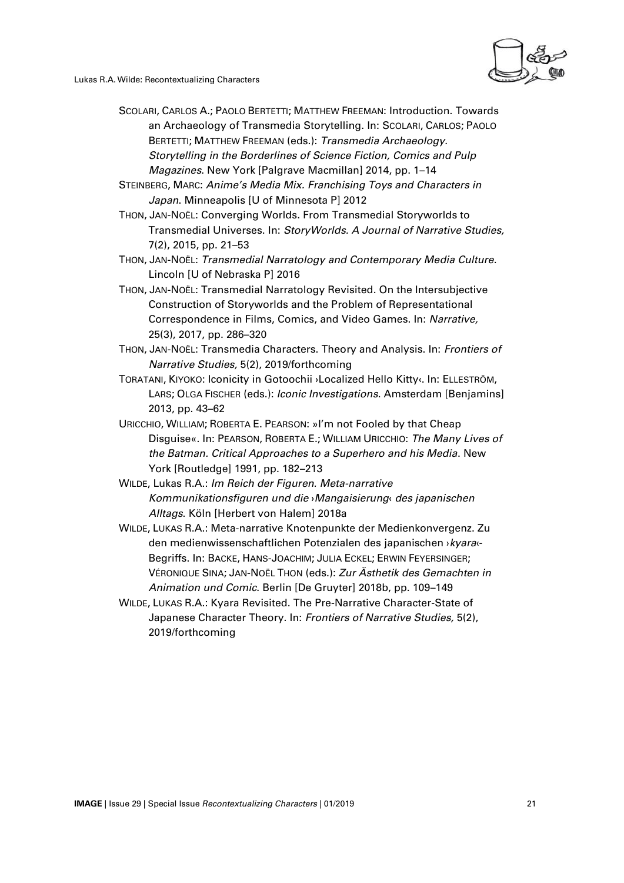SCOLARI, CARLOS A.; PAOLO BERTETTI; MATTHEW FREEMAN: Introduction. Towards an Archaeology of Transmedia Storytelling. In: SCOLARI, CARLOS; PAOLO BERTETTI; MATTHEW FREEMAN (eds.): *Transmedia Archaeology. Storytelling in the Borderlines of Science Fiction, Comics and Pulp Magazines*. New York [Palgrave Macmillan] 2014, pp. 1–14

STEINBERG, MARC: *Anime's Media Mix. Franchising Toys and Characters in Japan*. Minneapolis [U of Minnesota P] 2012

THON, JAN-NOËL: Converging Worlds. From Transmedial Storyworlds to Transmedial Universes. In: *StoryWorlds. A Journal of Narrative Studies,* 7(2), 2015, pp. 21–53

THON, JAN-NOËL: *Transmedial Narratology and Contemporary Media Culture*. Lincoln [U of Nebraska P] 2016

THON, JAN-NOËL: Transmedial Narratology Revisited. On the Intersubjective Construction of Storyworlds and the Problem of Representational Correspondence in Films, Comics, and Video Games. In: *Narrative,* 25(3), 2017, pp. 286–320

THON, JAN-NOËL: Transmedia Characters. Theory and Analysis. In: *Frontiers of Narrative Studies,* 5(2), 2019/forthcoming

TORATANI, KIYOKO: Iconicity in Gotoochii ›Localized Hello Kitty‹. In: ELLESTRÖM, LARS; OLGA FISCHER (eds.): *Iconic Investigations*. Amsterdam [Benjamins] 2013, pp. 43–62

URICCHIO, WILLIAM; ROBERTA E. PEARSON: »I'm not Fooled by that Cheap Disguise«. In: PEARSON, ROBERTA E.; WILLIAM URICCHIO: *The Many Lives of the Batman. Critical Approaches to a Superhero and his Media*. New York [Routledge] 1991, pp. 182–213

WILDE, Lukas R.A.: *Im Reich der Figuren. Meta-narrative Kommunikationsfiguren und die ›Mangaisierung‹ des japanischen Alltags*. Köln [Herbert von Halem] 2018a

WILDE, LUKAS R.A.: Meta-narrative Knotenpunkte der Medienkonvergenz. Zu den medienwissenschaftlichen Potenzialen des japanischen ›*kyara*‹-Begriffs. In: BACKE, HANS-JOACHIM; JULIA ECKEL; ERWIN FEYERSINGER; VÉRONIQUE SINA; JAN-NOËL THON (eds.): *Zur Ästhetik des Gemachten in Animation und Comic*. Berlin [De Gruyter] 2018b, pp. 109–149

WILDE, LUKAS R.A.: Kyara Revisited. The Pre-Narrative Character-State of Japanese Character Theory. In: *Frontiers of Narrative Studies,* 5(2), 2019/forthcoming